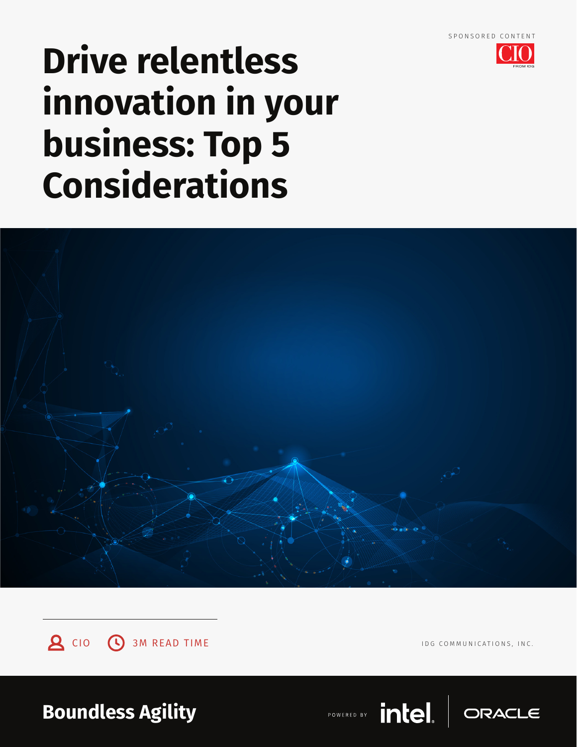SPONSORED CONTENT

CIO FROM IDG

# Drive relentless innovation in your business: Top 5 Considerations

CIO 3M READ TIME

IDG COMMUNICATIONS, INC.

**Boundless Agility**

POWERED BY intel | ORACLE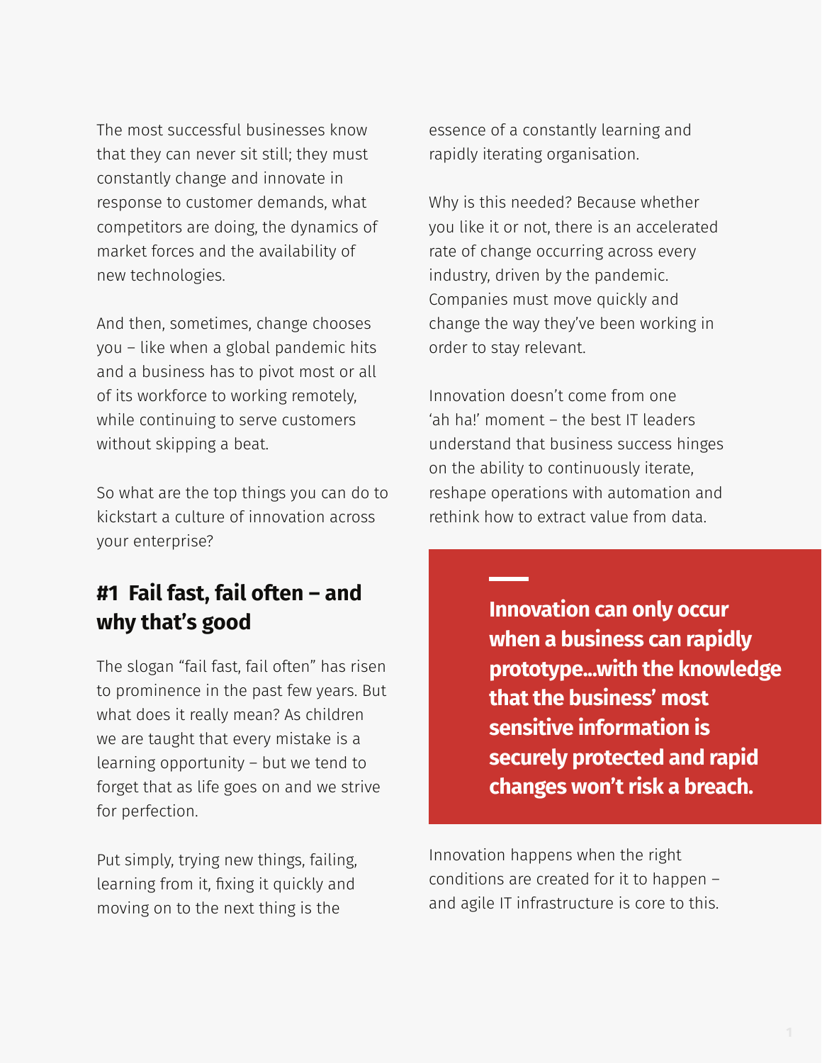The most successful businesses know that they can never sit still; they must constantly change and innovate in response to customer demands, what competitors are doing, the dynamics of market forces and the availability of new technologies.

And then, sometimes, change chooses you – like when a global pandemic hits and a business has to pivot most or all of its workforce to working remotely, while continuing to serve customers without skipping a beat.

So what are the top things you can do to kickstart a culture of innovation across your enterprise?

## #1 Fail fast, fail often – and why that's good

The slogan "fail fast, fail often" has risen to prominence in the past few years. But what does it really mean? As children we are taught that every mistake is a learning opportunity – but we tend to forget that as life goes on and we strive for perfection.

Put simply, trying new things, failing, learning from it, fixing it quickly and moving on to the next thing is the essence of a constantly learning and rapidly iterating organisation.

Why is this needed? Because whether you like it or not, there is an accelerated rate of change occurring across every industry, driven by the pandemic. Companies must move quickly and change the way they've been working in order to stay relevant.

Innovation doesn't come from one 'ah ha!' moment – the best IT leaders understand that business success hinges on the ability to continuously iterate, reshape operations with automation and rethink how to extract value from data.

> **Innovation can only occur when a business can rapidly prototype...with the knowledge that the business' most sensitive information is securely protected and rapid changes won't risk a breach.**

Innovation happens when the right conditions are created for it to happen – and agile IT infrastructure is core to this.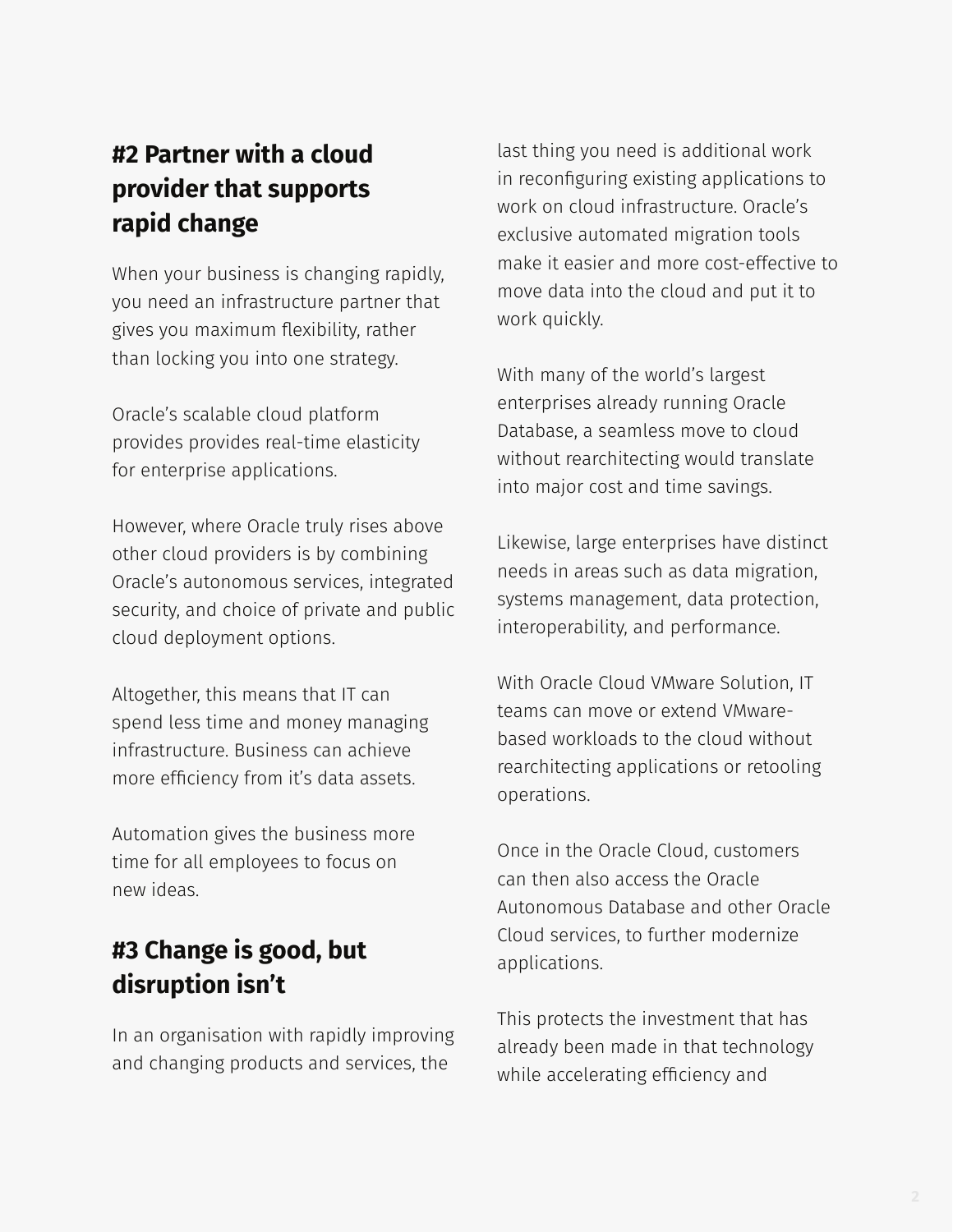## #2 Partner with a cloud provider that supports rapid change

When your business is changing rapidly, you need an infrastructure partner that gives you maximum flexibility, rather than locking you into one strategy.

Oracle's scalable cloud platform provides provides real-time elasticity for enterprise applications.

However, where Oracle truly rises above other cloud providers is by combining Oracle's autonomous services, integrated security, and choice of private and public cloud deployment options.

Altogether, this means that IT can spend less time and money managing infrastructure. Business can achieve more efficiency from it's data assets.

Automation gives the business more time for all employees to focus on new ideas.

## #3 Change is good, but disruption isn't

In an organisation with rapidly improving and changing products and services, the last thing you need is additional work in reconfiguring existing applications to work on cloud infrastructure. Oracle's exclusive automated migration tools make it easier and more cost-effective to move data into the cloud and put it to work quickly.

With many of the world's largest enterprises already running Oracle Database, a seamless move to cloud without rearchitecting would translate into major cost and time savings.

Likewise, large enterprises have distinct needs in areas such as data migration, systems management, data protection, interoperability, and performance.

With Oracle Cloud VMware Solution, IT teams can move or extend VMware-based workloads to the cloud without rearchitecting applications or retooling operations.

Once in the Oracle Cloud, customers can then also access the Oracle Autonomous Database and other Oracle Cloud services, to further modernize applications.

This protects the investment that has already been made in that technology while accelerating efficiency and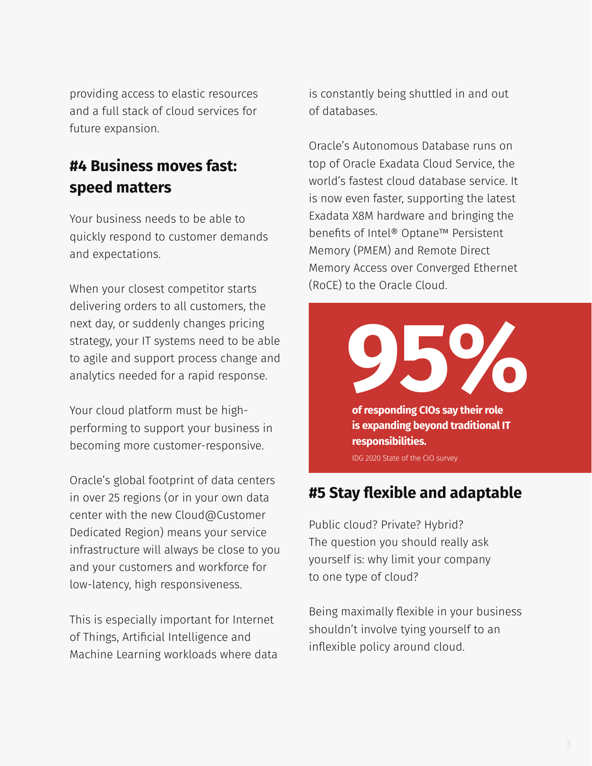providing access to elastic resources and a full stack of cloud services for future expansion.

## #4 Business moves fast: speed matters

Your business needs to be able to quickly respond to customer demands and expectations.

When your closest competitor starts delivering orders to all customers, the next day, or suddenly changes pricing strategy, your IT systems need to be able to agile and support process change and analytics needed for a rapid response.

Your cloud platform must be high-performing to support your business in becoming more customer-responsive.

Oracle's global footprint of data centers in over 25 regions (or in your own data center with the new Cloud@Customer Dedicated Region) means your service infrastructure will always be close to you and your customers and workforce for low-latency, high responsiveness.

This is especially important for Internet of Things, Artificial Intelligence and Machine Learning workloads where data is constantly being shuttled in and out of databases.

Oracle's Autonomous Database runs on top of Oracle Exadata Cloud Service, the world's fastest cloud database service. It is now even faster, supporting the latest Exadata X8M hardware and bringing the benefits of Intel® Optane™ Persistent Memory (PMEM) and Remote Direct Memory Access over Converged Ethernet (RoCE) to the Oracle Cloud.

**95%**

**of responding CIOs say their role is expanding beyond traditional IT responsibilities.**

IDG 2020 State of the CIO survey

## #5 Stay flexible and adaptable

Public cloud? Private? Hybrid? The question you should really ask yourself is: why limit your company to one type of cloud?

Being maximally flexible in your business shouldn't involve tying yourself to an inflexible policy around cloud.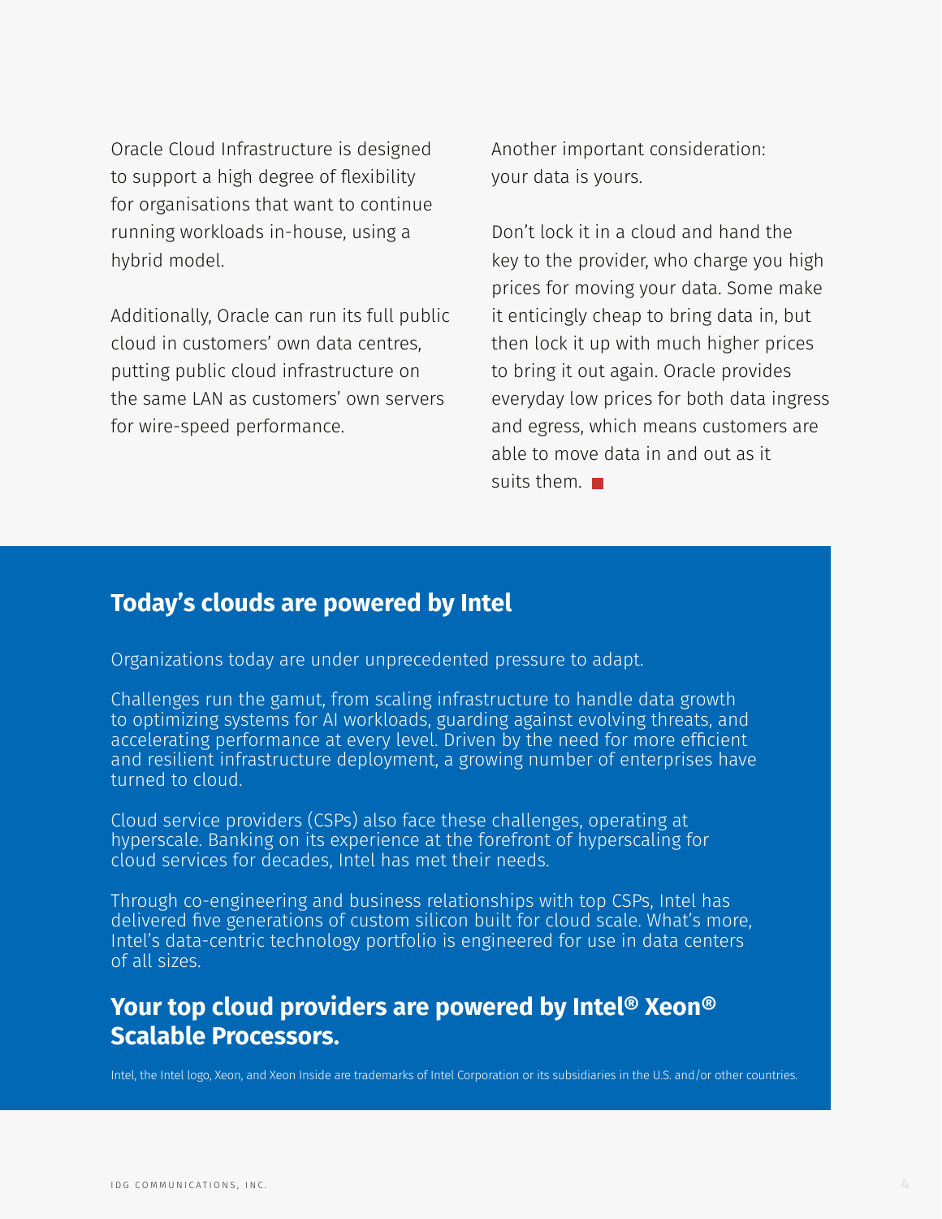Oracle Cloud Infrastructure is designed to support a high degree of flexibility for organisations that want to continue running workloads in-house, using a hybrid model.

Additionally, Oracle can run its full public cloud in customers' own data centres, putting public cloud infrastructure on the same LAN as customers' own servers for wire-speed performance.

Another important consideration: your data is yours.

Don't lock it in a cloud and hand the key to the provider, who charge you high prices for moving your data. Some make it enticingly cheap to bring data in, but then lock it up with much higher prices to bring it out again. Oracle provides everyday low prices for both data ingress and egress, which means customers are able to move data in and out as it suits them. ■

## Today's clouds are powered by Intel

Organizations today are under unprecedented pressure to adapt.

Challenges run the gamut, from scaling infrastructure to handle data growth to optimizing systems for AI workloads, guarding against evolving threats, and accelerating performance at every level. Driven by the need for more efficient and resilient infrastructure deployment, a growing number of enterprises have turned to cloud.

Cloud service providers (CSPs) also face these challenges, operating at hyperscale. Banking on its experience at the forefront of hyperscaling for cloud services for decades, Intel has met their needs.

Through co-engineering and business relationships with top CSPs, Intel has delivered five generations of custom silicon built for cloud scale. What's more, Intel's data-centric technology portfolio is engineered for use in data centers of all sizes.

## Your top cloud providers are powered by Intel® Xeon® Scalable Processors.

Intel, the Intel logo, Xeon, and Xeon Inside are trademarks of Intel Corporation or its subsidiaries in the U.S. and/or other countries.

IDG COMMUNICATIONS, INC.